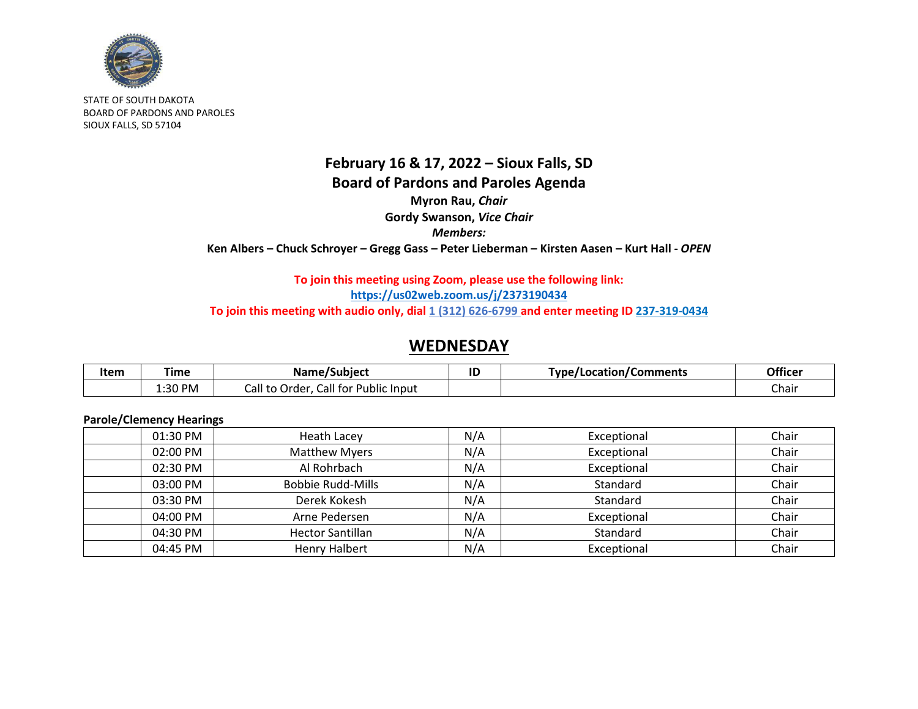STATE OF SOUTH DAKOTA
BOARD OF PARDONS AND PAROLES
SIOUX FALLS, SD 57104

# February 16 & 17, 2022 – Sioux Falls, SD
# Board of Pardons and Paroles Agenda

**Myron Rau,** ***Chair***
**Gordy Swanson,** ***Vice Chair***
***Members:***
**Ken Albers – Chuck Schroyer – Gregg Gass – Peter Lieberman – Kirsten Aasen – Kurt Hall -** ***OPEN***

**To join this meeting using Zoom, please use the following link:**
**https://us02web.zoom.us/j/2373190434**
**To join this meeting with audio only, dial 1 (312) 626-6799 and enter meeting ID 237-319-0434**

## WEDNESDAY

| Item | Time | Name/Subject | ID | Type/Location/Comments | Officer |
|---|---|---|---|---|---|
| | 1:30 PM | Call to Order, Call for Public Input | | | Chair |

**Parole/Clemency Hearings**

| Item | Time | Name/Subject | ID | Type/Location/Comments | Officer |
|---|---|---|---|---|---|
| | 01:30 PM | Heath Lacey | N/A | Exceptional | Chair |
| | 02:00 PM | Matthew Myers | N/A | Exceptional | Chair |
| | 02:30 PM | Al Rohrbach | N/A | Exceptional | Chair |
| | 03:00 PM | Bobbie Rudd-Mills | N/A | Standard | Chair |
| | 03:30 PM | Derek Kokesh | N/A | Standard | Chair |
| | 04:00 PM | Arne Pedersen | N/A | Exceptional | Chair |
| | 04:30 PM | Hector Santillan | N/A | Standard | Chair |
| | 04:45 PM | Henry Halbert | N/A | Exceptional | Chair |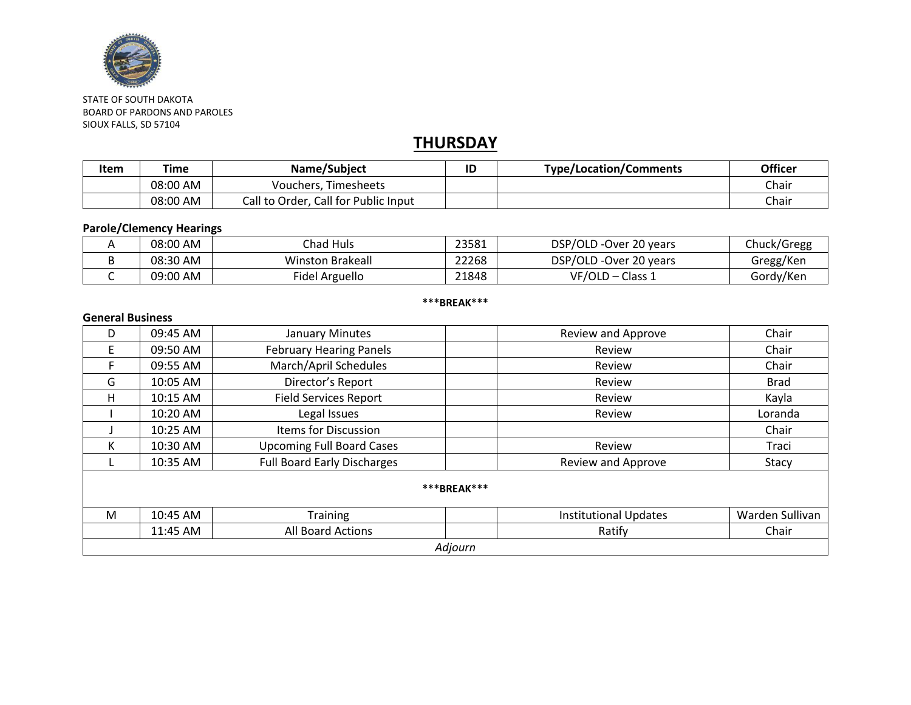STATE OF SOUTH DAKOTA
BOARD OF PARDONS AND PAROLES
SIOUX FALLS, SD 57104

# THURSDAY

| Item | Time | Name/Subject | ID | Type/Location/Comments | Officer |
|---|---|---|---|---|---|
| | 08:00 AM | Vouchers, Timesheets | | | Chair |
| | 08:00 AM | Call to Order, Call for Public Input | | | Chair |

**Parole/Clemency Hearings**

| | | | | | |
|---|---|---|---|---|---|
| A | 08:00 AM | Chad Huls | 23581 | DSP/OLD -Over 20 years | Chuck/Gregg |
| B | 08:30 AM | Winston Brakeall | 22268 | DSP/OLD -Over 20 years | Gregg/Ken |
| C | 09:00 AM | Fidel Arguello | 21848 | VF/OLD – Class 1 | Gordy/Ken |

**\*\*\*BREAK\*\*\***

**General Business**

| | | | | | |
|---|---|---|---|---|---|
| D | 09:45 AM | January Minutes | | Review and Approve | Chair |
| E | 09:50 AM | February Hearing Panels | | Review | Chair |
| F | 09:55 AM | March/April Schedules | | Review | Chair |
| G | 10:05 AM | Director's Report | | Review | Brad |
| H | 10:15 AM | Field Services Report | | Review | Kayla |
| I | 10:20 AM | Legal Issues | | Review | Loranda |
| J | 10:25 AM | Items for Discussion | | | Chair |
| K | 10:30 AM | Upcoming Full Board Cases | | Review | Traci |
| L | 10:35 AM | Full Board Early Discharges | | Review and Approve | Stacy |
| **\*\*\*BREAK\*\*\*** | | | | | |
| M | 10:45 AM | Training | | Institutional Updates | Warden Sullivan |
| | 11:45 AM | All Board Actions | | Ratify | Chair |
| *Adjourn* | | | | | |